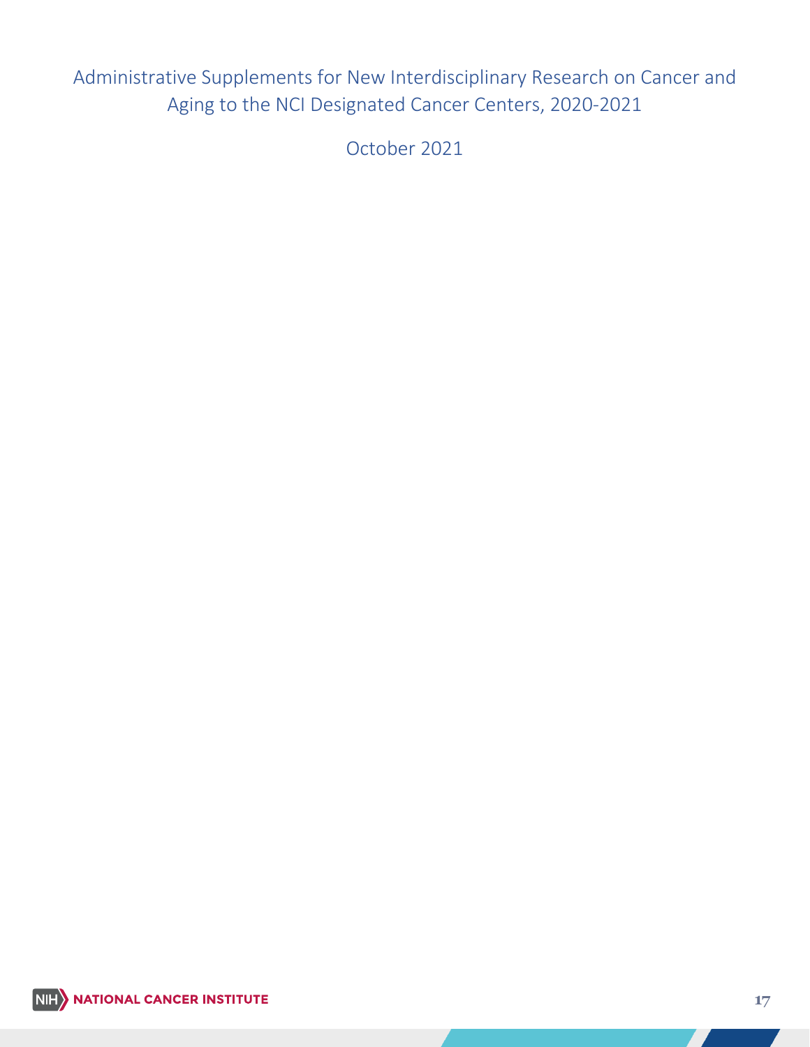# Administrative Supplements for New Interdisciplinary Research on Cancer and Aging to the NCI Designated Cancer Centers, 2020-2021

October 2021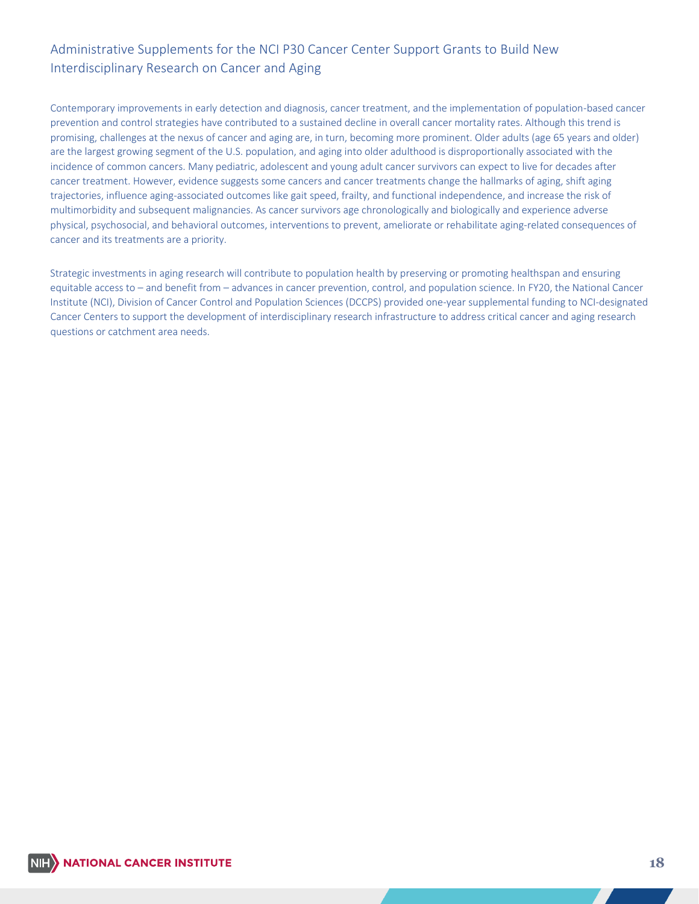## Administrative Supplements for the NCI P30 Cancer Center Support Grants to Build New Interdisciplinary Research on Cancer and Aging

Contemporary improvements in early detection and diagnosis, cancer treatment, and the implementation of population-based cancer prevention and control strategies have contributed to a sustained decline in overall cancer mortality rates. Although this trend is promising, challenges at the nexus of cancer and aging are, in turn, becoming more prominent. Older adults (age 65 years and older) are the largest growing segment of the U.S. population, and aging into older adulthood is disproportionally associated with the incidence of common cancers. Many pediatric, adolescent and young adult cancer survivors can expect to live for decades after cancer treatment. However, evidence suggests some cancers and cancer treatments change the hallmarks of aging, shift aging trajectories, influence aging-associated outcomes like gait speed, frailty, and functional independence, and increase the risk of multimorbidity and subsequent malignancies. As cancer survivors age chronologically and biologically and experience adverse physical, psychosocial, and behavioral outcomes, interventions to prevent, ameliorate or rehabilitate aging-related consequences of cancer and its treatments are a priority.

Strategic investments in aging research will contribute to population health by preserving or promoting healthspan and ensuring equitable access to – and benefit from – advances in cancer prevention, control, and population science. In FY20, the National Cancer Institute (NCI), Division of Cancer Control and Population Sciences (DCCPS) provided one-year supplemental funding to NCI-designated Cancer Centers to support the development of interdisciplinary research infrastructure to address critical cancer and aging research questions or catchment area needs.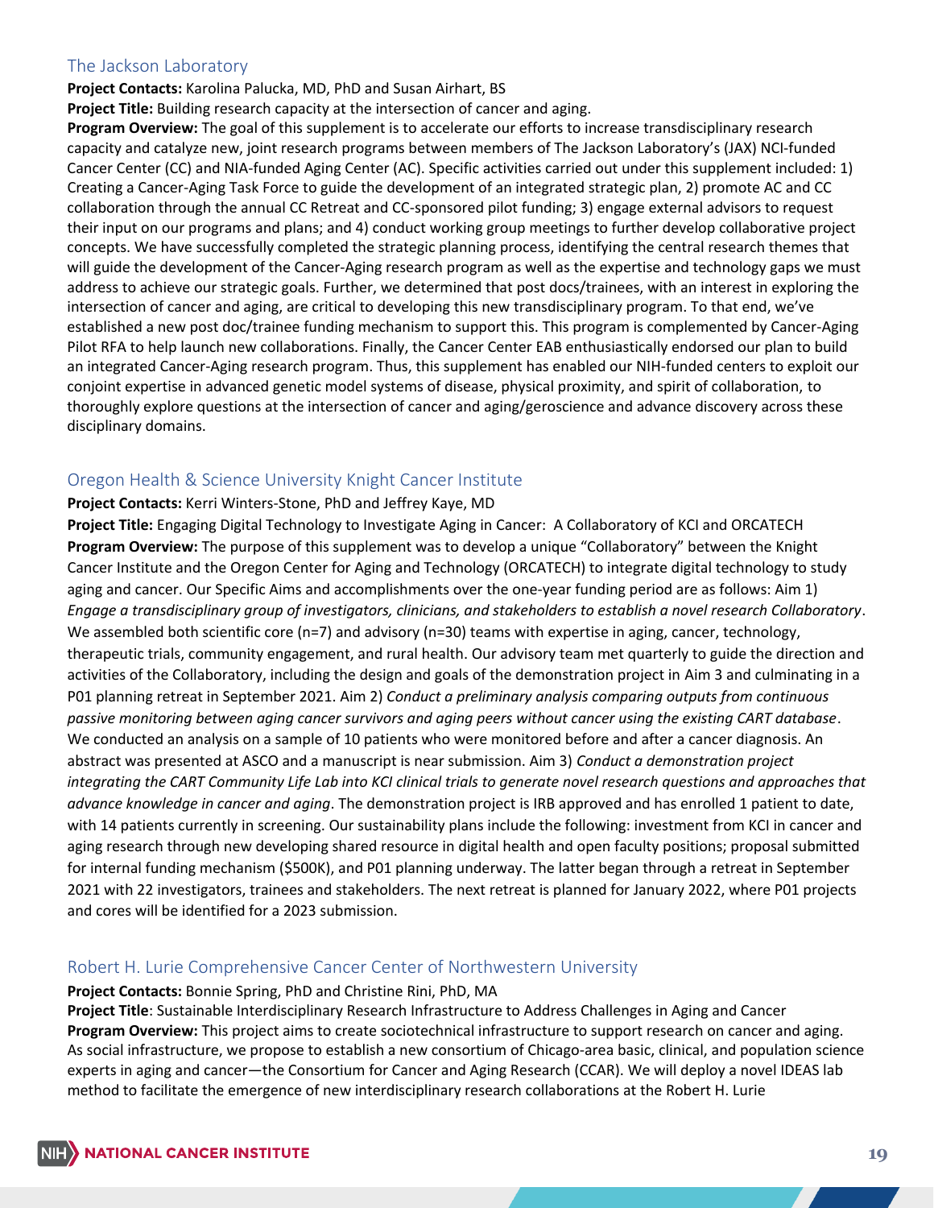## The Jackson Laboratory

**Project Contacts:** Karolina Palucka, MD, PhD and Susan Airhart, BS

**Project Title:** Building research capacity at the intersection of cancer and aging.

**Program Overview:** The goal of this supplement is to accelerate our efforts to increase transdisciplinary research capacity and catalyze new, joint research programs between members of The Jackson Laboratory's (JAX) NCI-funded Cancer Center (CC) and NIA-funded Aging Center (AC). Specific activities carried out under this supplement included: 1) Creating a Cancer-Aging Task Force to guide the development of an integrated strategic plan, 2) promote AC and CC collaboration through the annual CC Retreat and CC-sponsored pilot funding; 3) engage external advisors to request their input on our programs and plans; and 4) conduct working group meetings to further develop collaborative project concepts. We have successfully completed the strategic planning process, identifying the central research themes that will guide the development of the Cancer-Aging research program as well as the expertise and technology gaps we must address to achieve our strategic goals. Further, we determined that post docs/trainees, with an interest in exploring the intersection of cancer and aging, are critical to developing this new transdisciplinary program. To that end, we've established a new post doc/trainee funding mechanism to support this. This program is complemented by Cancer-Aging Pilot RFA to help launch new collaborations. Finally, the Cancer Center EAB enthusiastically endorsed our plan to build an integrated Cancer-Aging research program. Thus, this supplement has enabled our NIH-funded centers to exploit our conjoint expertise in advanced genetic model systems of disease, physical proximity, and spirit of collaboration, to thoroughly explore questions at the intersection of cancer and aging/geroscience and advance discovery across these disciplinary domains.

## Oregon Health & Science University Knight Cancer Institute

**Project Contacts:** Kerri Winters-Stone, PhD and Jeffrey Kaye, MD

**Project Title:** Engaging Digital Technology to Investigate Aging in Cancer: A Collaboratory of KCI and ORCATECH

**Program Overview:** The purpose of this supplement was to develop a unique "Collaboratory" between the Knight Cancer Institute and the Oregon Center for Aging and Technology (ORCATECH) to integrate digital technology to study aging and cancer. Our Specific Aims and accomplishments over the one-year funding period are as follows: Aim 1) *Engage a transdisciplinary group of investigators, clinicians, and stakeholders to establish a novel research Collaboratory*. We assembled both scientific core (n=7) and advisory (n=30) teams with expertise in aging, cancer, technology, therapeutic trials, community engagement, and rural health. Our advisory team met quarterly to guide the direction and activities of the Collaboratory, including the design and goals of the demonstration project in Aim 3 and culminating in a P01 planning retreat in September 2021. Aim 2) *Conduct a preliminary analysis comparing outputs from continuous passive monitoring between aging cancer survivors and aging peers without cancer using the existing CART database*. We conducted an analysis on a sample of 10 patients who were monitored before and after a cancer diagnosis. An abstract was presented at ASCO and a manuscript is near submission. Aim 3) *Conduct a demonstration project integrating the CART Community Life Lab into KCI clinical trials to generate novel research questions and approaches that advance knowledge in cancer and aging*. The demonstration project is IRB approved and has enrolled 1 patient to date, with 14 patients currently in screening. Our sustainability plans include the following: investment from KCI in cancer and aging research through new developing shared resource in digital health and open faculty positions; proposal submitted for internal funding mechanism ($500K), and P01 planning underway. The latter began through a retreat in September 2021 with 22 investigators, trainees and stakeholders. The next retreat is planned for January 2022, where P01 projects and cores will be identified for a 2023 submission.

## Robert H. Lurie Comprehensive Cancer Center of Northwestern University

**Project Contacts:** Bonnie Spring, PhD and Christine Rini, PhD, MA

**Project Title**: Sustainable Interdisciplinary Research Infrastructure to Address Challenges in Aging and Cancer

**Program Overview:** This project aims to create sociotechnical infrastructure to support research on cancer and aging. As social infrastructure, we propose to establish a new consortium of Chicago-area basic, clinical, and population science experts in aging and cancer—the Consortium for Cancer and Aging Research (CCAR). We will deploy a novel IDEAS lab method to facilitate the emergence of new interdisciplinary research collaborations at the Robert H. Lurie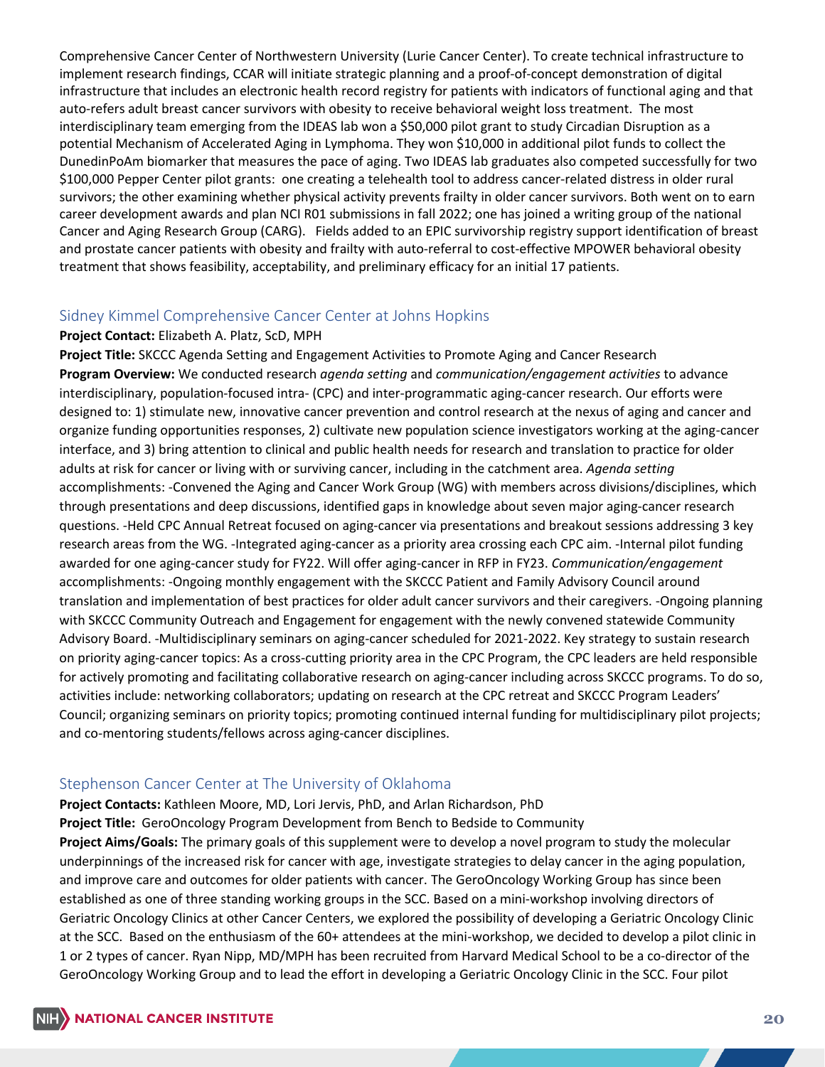Comprehensive Cancer Center of Northwestern University (Lurie Cancer Center). To create technical infrastructure to implement research findings, CCAR will initiate strategic planning and a proof-of-concept demonstration of digital infrastructure that includes an electronic health record registry for patients with indicators of functional aging and that auto-refers adult breast cancer survivors with obesity to receive behavioral weight loss treatment. The most interdisciplinary team emerging from the IDEAS lab won a $50,000 pilot grant to study Circadian Disruption as a potential Mechanism of Accelerated Aging in Lymphoma. They won $10,000 in additional pilot funds to collect the DunedinPoAm biomarker that measures the pace of aging. Two IDEAS lab graduates also competed successfully for two $100,000 Pepper Center pilot grants: one creating a telehealth tool to address cancer-related distress in older rural survivors; the other examining whether physical activity prevents frailty in older cancer survivors. Both went on to earn career development awards and plan NCI R01 submissions in fall 2022; one has joined a writing group of the national Cancer and Aging Research Group (CARG). Fields added to an EPIC survivorship registry support identification of breast and prostate cancer patients with obesity and frailty with auto-referral to cost-effective MPOWER behavioral obesity treatment that shows feasibility, acceptability, and preliminary efficacy for an initial 17 patients.

## Sidney Kimmel Comprehensive Cancer Center at Johns Hopkins

**Project Contact:** Elizabeth A. Platz, ScD, MPH

**Project Title:** SKCCC Agenda Setting and Engagement Activities to Promote Aging and Cancer Research

**Program Overview:** We conducted research *agenda setting* and *communication/engagement activities* to advance interdisciplinary, population-focused intra- (CPC) and inter-programmatic aging-cancer research. Our efforts were designed to: 1) stimulate new, innovative cancer prevention and control research at the nexus of aging and cancer and organize funding opportunities responses, 2) cultivate new population science investigators working at the aging-cancer interface, and 3) bring attention to clinical and public health needs for research and translation to practice for older adults at risk for cancer or living with or surviving cancer, including in the catchment area. *Agenda setting* accomplishments: -Convened the Aging and Cancer Work Group (WG) with members across divisions/disciplines, which through presentations and deep discussions, identified gaps in knowledge about seven major aging-cancer research questions. -Held CPC Annual Retreat focused on aging-cancer via presentations and breakout sessions addressing 3 key research areas from the WG. -Integrated aging-cancer as a priority area crossing each CPC aim. -Internal pilot funding awarded for one aging-cancer study for FY22. Will offer aging-cancer in RFP in FY23. *Communication/engagement* accomplishments: -Ongoing monthly engagement with the SKCCC Patient and Family Advisory Council around translation and implementation of best practices for older adult cancer survivors and their caregivers. -Ongoing planning with SKCCC Community Outreach and Engagement for engagement with the newly convened statewide Community Advisory Board. -Multidisciplinary seminars on aging-cancer scheduled for 2021-2022. Key strategy to sustain research on priority aging-cancer topics: As a cross-cutting priority area in the CPC Program, the CPC leaders are held responsible for actively promoting and facilitating collaborative research on aging-cancer including across SKCCC programs. To do so, activities include: networking collaborators; updating on research at the CPC retreat and SKCCC Program Leaders' Council; organizing seminars on priority topics; promoting continued internal funding for multidisciplinary pilot projects; and co-mentoring students/fellows across aging-cancer disciplines.

## Stephenson Cancer Center at The University of Oklahoma

**Project Contacts:** Kathleen Moore, MD, Lori Jervis, PhD, and Arlan Richardson, PhD

**Project Title:** GeroOncology Program Development from Bench to Bedside to Community

**Project Aims/Goals:** The primary goals of this supplement were to develop a novel program to study the molecular underpinnings of the increased risk for cancer with age, investigate strategies to delay cancer in the aging population, and improve care and outcomes for older patients with cancer. The GeroOncology Working Group has since been established as one of three standing working groups in the SCC. Based on a mini-workshop involving directors of Geriatric Oncology Clinics at other Cancer Centers, we explored the possibility of developing a Geriatric Oncology Clinic at the SCC. Based on the enthusiasm of the 60+ attendees at the mini-workshop, we decided to develop a pilot clinic in 1 or 2 types of cancer. Ryan Nipp, MD/MPH has been recruited from Harvard Medical School to be a co-director of the GeroOncology Working Group and to lead the effort in developing a Geriatric Oncology Clinic in the SCC. Four pilot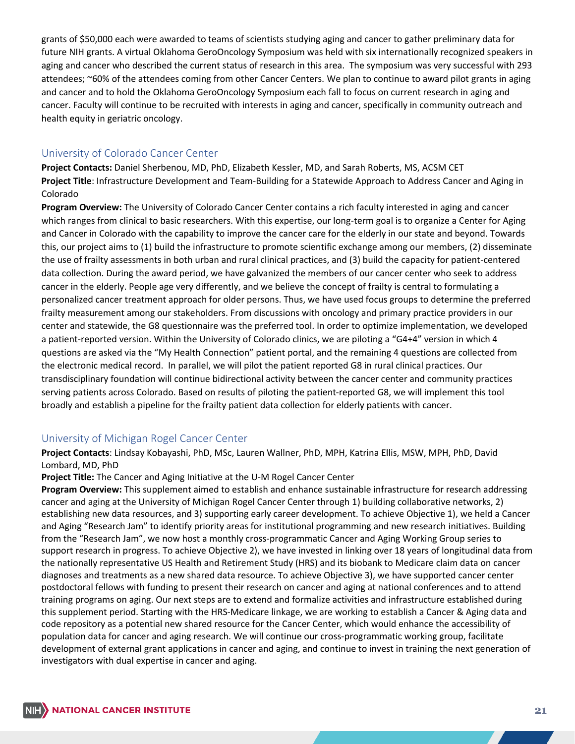grants of $50,000 each were awarded to teams of scientists studying aging and cancer to gather preliminary data for future NIH grants. A virtual Oklahoma GeroOncology Symposium was held with six internationally recognized speakers in aging and cancer who described the current status of research in this area. The symposium was very successful with 293 attendees; ~60% of the attendees coming from other Cancer Centers. We plan to continue to award pilot grants in aging and cancer and to hold the Oklahoma GeroOncology Symposium each fall to focus on current research in aging and cancer. Faculty will continue to be recruited with interests in aging and cancer, specifically in community outreach and health equity in geriatric oncology.

## University of Colorado Cancer Center

**Project Contacts:** Daniel Sherbenou, MD, PhD, Elizabeth Kessler, MD, and Sarah Roberts, MS, ACSM CET
**Project Title**: Infrastructure Development and Team-Building for a Statewide Approach to Address Cancer and Aging in Colorado
**Program Overview:** The University of Colorado Cancer Center contains a rich faculty interested in aging and cancer which ranges from clinical to basic researchers. With this expertise, our long-term goal is to organize a Center for Aging and Cancer in Colorado with the capability to improve the cancer care for the elderly in our state and beyond. Towards this, our project aims to (1) build the infrastructure to promote scientific exchange among our members, (2) disseminate the use of frailty assessments in both urban and rural clinical practices, and (3) build the capacity for patient-centered data collection. During the award period, we have galvanized the members of our cancer center who seek to address cancer in the elderly. People age very differently, and we believe the concept of frailty is central to formulating a personalized cancer treatment approach for older persons. Thus, we have used focus groups to determine the preferred frailty measurement among our stakeholders. From discussions with oncology and primary practice providers in our center and statewide, the G8 questionnaire was the preferred tool. In order to optimize implementation, we developed a patient-reported version. Within the University of Colorado clinics, we are piloting a "G4+4" version in which 4 questions are asked via the "My Health Connection" patient portal, and the remaining 4 questions are collected from the electronic medical record. In parallel, we will pilot the patient reported G8 in rural clinical practices. Our transdisciplinary foundation will continue bidirectional activity between the cancer center and community practices serving patients across Colorado. Based on results of piloting the patient-reported G8, we will implement this tool broadly and establish a pipeline for the frailty patient data collection for elderly patients with cancer.

## University of Michigan Rogel Cancer Center

**Project Contacts**: Lindsay Kobayashi, PhD, MSc, Lauren Wallner, PhD, MPH, Katrina Ellis, MSW, MPH, PhD, David Lombard, MD, PhD
**Project Title:** The Cancer and Aging Initiative at the U-M Rogel Cancer Center
**Program Overview:** This supplement aimed to establish and enhance sustainable infrastructure for research addressing cancer and aging at the University of Michigan Rogel Cancer Center through 1) building collaborative networks, 2) establishing new data resources, and 3) supporting early career development. To achieve Objective 1), we held a Cancer and Aging "Research Jam" to identify priority areas for institutional programming and new research initiatives. Building from the "Research Jam", we now host a monthly cross-programmatic Cancer and Aging Working Group series to support research in progress. To achieve Objective 2), we have invested in linking over 18 years of longitudinal data from the nationally representative US Health and Retirement Study (HRS) and its biobank to Medicare claim data on cancer diagnoses and treatments as a new shared data resource. To achieve Objective 3), we have supported cancer center postdoctoral fellows with funding to present their research on cancer and aging at national conferences and to attend training programs on aging. Our next steps are to extend and formalize activities and infrastructure established during this supplement period. Starting with the HRS-Medicare linkage, we are working to establish a Cancer & Aging data and code repository as a potential new shared resource for the Cancer Center, which would enhance the accessibility of population data for cancer and aging research. We will continue our cross-programmatic working group, facilitate development of external grant applications in cancer and aging, and continue to invest in training the next generation of investigators with dual expertise in cancer and aging.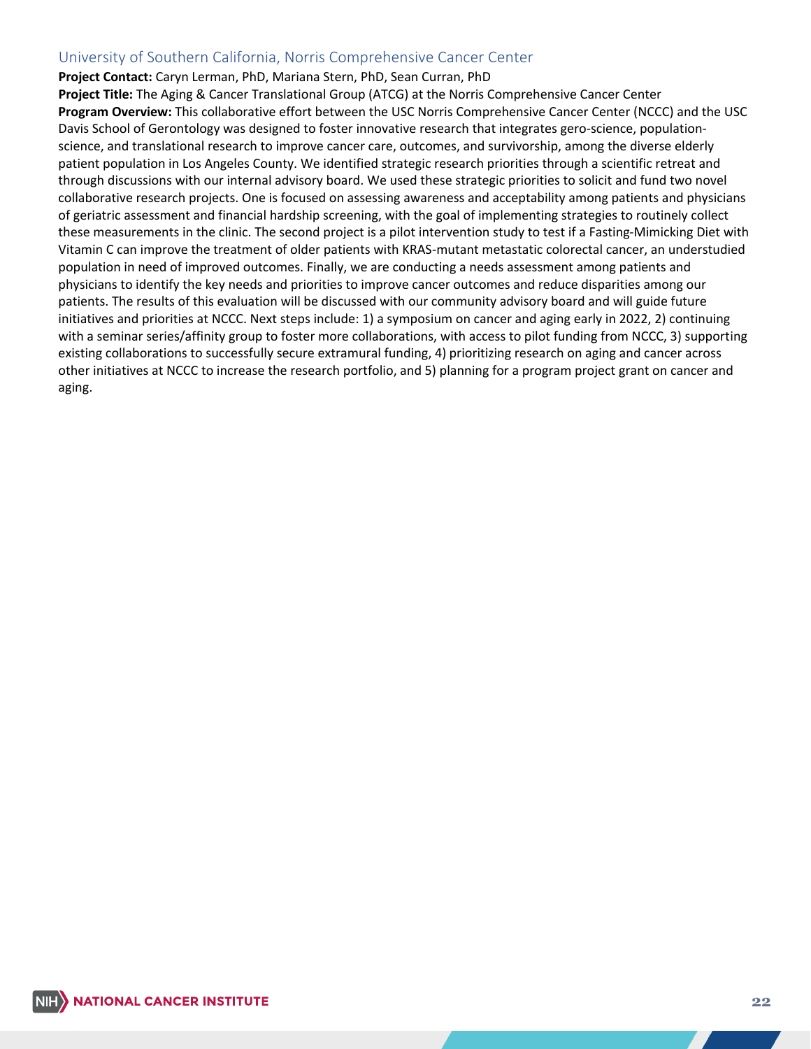### University of Southern California, Norris Comprehensive Cancer Center

**Project Contact:** Caryn Lerman, PhD, Mariana Stern, PhD, Sean Curran, PhD

**Project Title:** The Aging & Cancer Translational Group (ATCG) at the Norris Comprehensive Cancer Center

**Program Overview:** This collaborative effort between the USC Norris Comprehensive Cancer Center (NCCC) and the USC Davis School of Gerontology was designed to foster innovative research that integrates gero-science, population-science, and translational research to improve cancer care, outcomes, and survivorship, among the diverse elderly patient population in Los Angeles County. We identified strategic research priorities through a scientific retreat and through discussions with our internal advisory board. We used these strategic priorities to solicit and fund two novel collaborative research projects. One is focused on assessing awareness and acceptability among patients and physicians of geriatric assessment and financial hardship screening, with the goal of implementing strategies to routinely collect these measurements in the clinic. The second project is a pilot intervention study to test if a Fasting-Mimicking Diet with Vitamin C can improve the treatment of older patients with KRAS-mutant metastatic colorectal cancer, an understudied population in need of improved outcomes. Finally, we are conducting a needs assessment among patients and physicians to identify the key needs and priorities to improve cancer outcomes and reduce disparities among our patients. The results of this evaluation will be discussed with our community advisory board and will guide future initiatives and priorities at NCCC. Next steps include: 1) a symposium on cancer and aging early in 2022, 2) continuing with a seminar series/affinity group to foster more collaborations, with access to pilot funding from NCCC, 3) supporting existing collaborations to successfully secure extramural funding, 4) prioritizing research on aging and cancer across other initiatives at NCCC to increase the research portfolio, and 5) planning for a program project grant on cancer and aging.